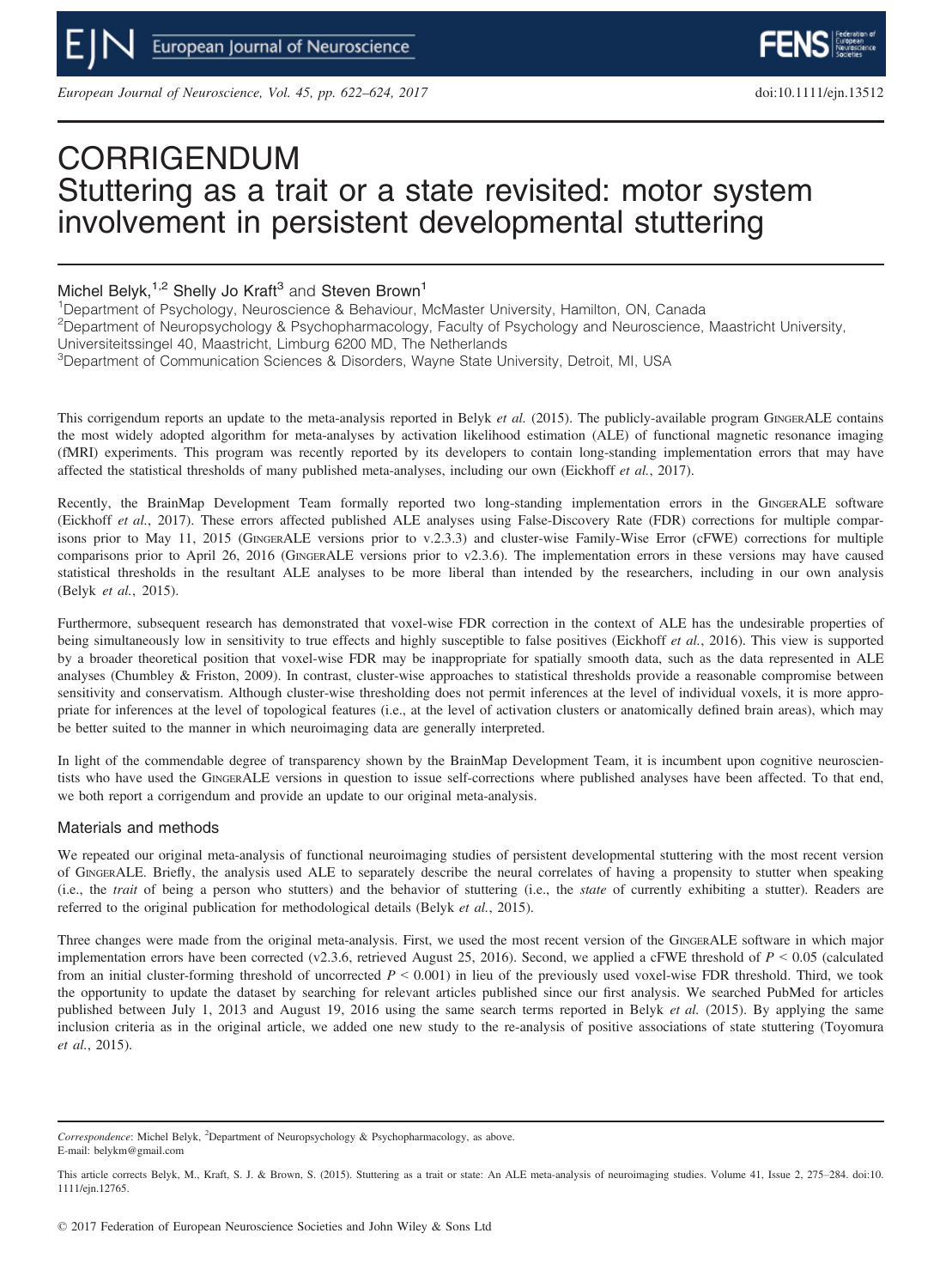# CORRIGENDUM
# Stuttering as a trait or a state revisited: motor system involvement in persistent developmental stuttering

Michel Belyk,[1,2] Shelly Jo Kraft[3] and Steven Brown[1]

[1]Department of Psychology, Neuroscience & Behaviour, McMaster University, Hamilton, ON, Canada
[2]Department of Neuropsychology & Psychopharmacology, Faculty of Psychology and Neuroscience, Maastricht University, Universiteitssingel 40, Maastricht, Limburg 6200 MD, The Netherlands
[3]Department of Communication Sciences & Disorders, Wayne State University, Detroit, MI, USA

This corrigendum reports an update to the meta-analysis reported in Belyk *et al.* (2015). The publicly-available program GingerALE contains the most widely adopted algorithm for meta-analyses by activation likelihood estimation (ALE) of functional magnetic resonance imaging (fMRI) experiments. This program was recently reported by its developers to contain long-standing implementation errors that may have affected the statistical thresholds of many published meta-analyses, including our own (Eickhoff *et al.*, 2017).

Recently, the BrainMap Development Team formally reported two long-standing implementation errors in the GingerALE software (Eickhoff *et al.*, 2017). These errors affected published ALE analyses using False-Discovery Rate (FDR) corrections for multiple comparisons prior to May 11, 2015 (GingerALE versions prior to v.2.3.3) and cluster-wise Family-Wise Error (cFWE) corrections for multiple comparisons prior to April 26, 2016 (GingerALE versions prior to v2.3.6). The implementation errors in these versions may have caused statistical thresholds in the resultant ALE analyses to be more liberal than intended by the researchers, including in our own analysis (Belyk *et al.*, 2015).

Furthermore, subsequent research has demonstrated that voxel-wise FDR correction in the context of ALE has the undesirable properties of being simultaneously low in sensitivity to true effects and highly susceptible to false positives (Eickhoff *et al.*, 2016). This view is supported by a broader theoretical position that voxel-wise FDR may be inappropriate for spatially smooth data, such as the data represented in ALE analyses (Chumbley & Friston, 2009). In contrast, cluster-wise approaches to statistical thresholds provide a reasonable compromise between sensitivity and conservatism. Although cluster-wise thresholding does not permit inferences at the level of individual voxels, it is more appropriate for inferences at the level of topological features (i.e., at the level of activation clusters or anatomically defined brain areas), which may be better suited to the manner in which neuroimaging data are generally interpreted.

In light of the commendable degree of transparency shown by the BrainMap Development Team, it is incumbent upon cognitive neuroscientists who have used the GingerALE versions in question to issue self-corrections where published analyses have been affected. To that end, we both report a corrigendum and provide an update to our original meta-analysis.

## Materials and methods

We repeated our original meta-analysis of functional neuroimaging studies of persistent developmental stuttering with the most recent version of GingerALE. Briefly, the analysis used ALE to separately describe the neural correlates of having a propensity to stutter when speaking (i.e., the *trait* of being a person who stutters) and the behavior of stuttering (i.e., the *state* of currently exhibiting a stutter). Readers are referred to the original publication for methodological details (Belyk *et al.*, 2015).

Three changes were made from the original meta-analysis. First, we used the most recent version of the GingerALE software in which major implementation errors have been corrected (v2.3.6, retrieved August 25, 2016). Second, we applied a cFWE threshold of $P < 0.05$ (calculated from an initial cluster-forming threshold of uncorrected $P < 0.001$) in lieu of the previously used voxel-wise FDR threshold. Third, we took the opportunity to update the dataset by searching for relevant articles published since our first analysis. We searched PubMed for articles published between July 1, 2013 and August 19, 2016 using the same search terms reported in Belyk *et al.* (2015). By applying the same inclusion criteria as in the original article, we added one new study to the re-analysis of positive associations of state stuttering (Toyomura *et al.*, 2015).

*Correspondence*: Michel Belyk, [2]Department of Neuropsychology & Psychopharmacology, as above.
E-mail: belykm@gmail.com

This article corrects Belyk, M., Kraft, S. J. & Brown, S. (2015). Stuttering as a trait or state: An ALE meta-analysis of neuroimaging studies. Volume 41, Issue 2, 275–284. doi:10.1111/ejn.12765.

© 2017 Federation of European Neuroscience Societies and John Wiley & Sons Ltd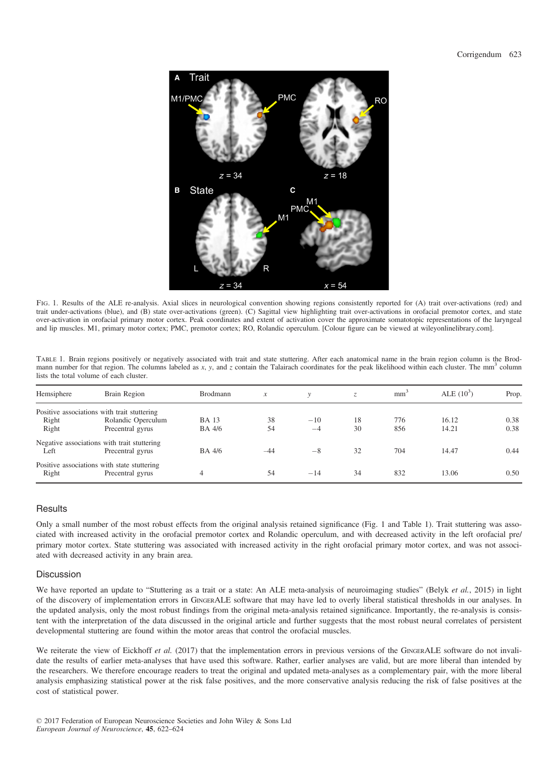Fig. 1. Results of the ALE re-analysis. Axial slices in neurological convention showing regions consistently reported for (A) trait over-activations (red) and trait under-activations (blue), and (B) state over-activations (green). (C) Sagittal view highlighting trait over-activations in orofacial premotor cortex, and state over-activation in orofacial primary motor cortex. Peak coordinates and extent of activation cover the approximate somatotopic representations of the laryngeal and lip muscles. M1, primary motor cortex; PMC, premotor cortex; RO, Rolandic operculum. [Colour figure can be viewed at wileyonlinelibrary.com].

Table 1. Brain regions positively or negatively associated with trait and state stuttering. After each anatomical name in the brain region column is the Brodmann number for that region. The columns labeled as *x*, *y*, and *z* contain the Talairach coordinates for the peak likelihood within each cluster. The mm$^3$ column lists the total volume of each cluster.

| Hemsiphere | Brain Region | Brodmann | *x* | *y* | *z* | mm$^3$ | ALE ($10^3$) | Prop. |
|---|---|---|---|---|---|---|---|---|
| Positive associations with trait stuttering | | | | | | | | |
| Right | Rolandic Operculum | BA 13 | 38 | −10 | 18 | 776 | 16.12 | 0.38 |
| Right | Precentral gyrus | BA 4/6 | 54 | −4 | 30 | 856 | 14.21 | 0.38 |
| Negative associations with trait stuttering | | | | | | | | |
| Left | Precentral gyrus | BA 4/6 | −44 | −8 | 32 | 704 | 14.47 | 0.44 |
| Positive associations with state stuttering | | | | | | | | |
| Right | Precentral gyrus | 4 | 54 | −14 | 34 | 832 | 13.06 | 0.50 |

## Results

Only a small number of the most robust effects from the original analysis retained significance (Fig. 1 and Table 1). Trait stuttering was associated with increased activity in the orofacial premotor cortex and Rolandic operculum, and with decreased activity in the left orofacial pre/primary motor cortex. State stuttering was associated with increased activity in the right orofacial primary motor cortex, and was not associated with decreased activity in any brain area.

## Discussion

We have reported an update to "Stuttering as a trait or a state: An ALE meta-analysis of neuroimaging studies" (Belyk *et al.*, 2015) in light of the discovery of implementation errors in GingerALE software that may have led to overly liberal statistical thresholds in our analyses. In the updated analysis, only the most robust findings from the original meta-analysis retained significance. Importantly, the re-analysis is consistent with the interpretation of the data discussed in the original article and further suggests that the most robust neural correlates of persistent developmental stuttering are found within the motor areas that control the orofacial muscles.

We reiterate the view of Eickhoff *et al.* (2017) that the implementation errors in previous versions of the GingerALE software do not invalidate the results of earlier meta-analyses that have used this software. Rather, earlier analyses are valid, but are more liberal than intended by the researchers. We therefore encourage readers to treat the original and updated meta-analyses as a complementary pair, with the more liberal analysis emphasizing statistical power at the risk false positives, and the more conservative analysis reducing the risk of false positives at the cost of statistical power.

© 2017 Federation of European Neuroscience Societies and John Wiley & Sons Ltd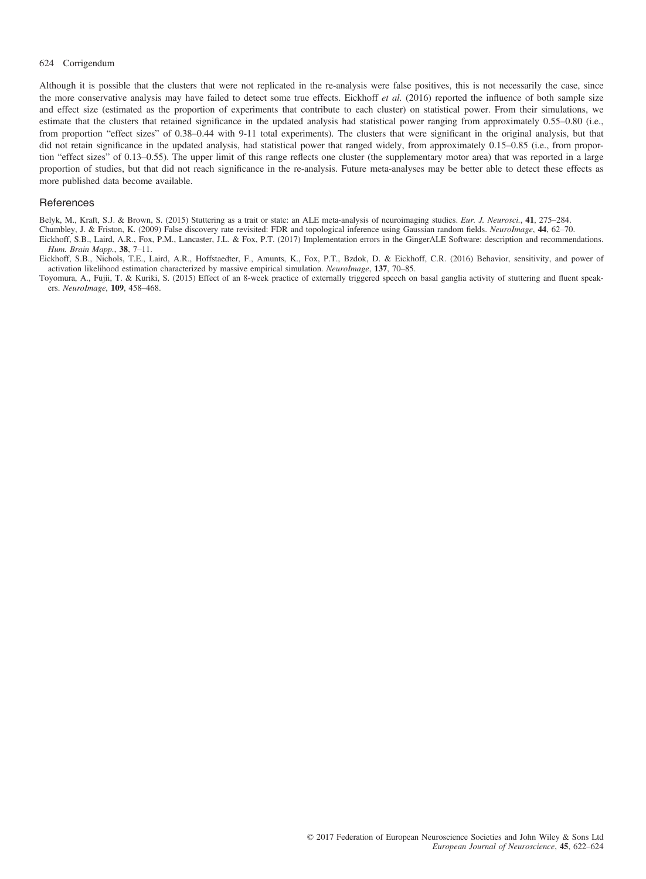Although it is possible that the clusters that were not replicated in the re-analysis were false positives, this is not necessarily the case, since the more conservative analysis may have failed to detect some true effects. Eickhoff *et al.* (2016) reported the influence of both sample size and effect size (estimated as the proportion of experiments that contribute to each cluster) on statistical power. From their simulations, we estimate that the clusters that retained significance in the updated analysis had statistical power ranging from approximately 0.55–0.80 (i.e., from proportion "effect sizes" of 0.38–0.44 with 9-11 total experiments). The clusters that were significant in the original analysis, but that did not retain significance in the updated analysis, had statistical power that ranged widely, from approximately 0.15–0.85 (i.e., from proportion "effect sizes" of 0.13–0.55). The upper limit of this range reflects one cluster (the supplementary motor area) that was reported in a large proportion of studies, but that did not reach significance in the re-analysis. Future meta-analyses may be better able to detect these effects as more published data become available.

## References

Belyk, M., Kraft, S.J. & Brown, S. (2015) Stuttering as a trait or state: an ALE meta-analysis of neuroimaging studies. *Eur. J. Neurosci.*, **41**, 275–284.

Chumbley, J. & Friston, K. (2009) False discovery rate revisited: FDR and topological inference using Gaussian random fields. *NeuroImage*, **44**, 62–70.

Eickhoff, S.B., Laird, A.R., Fox, P.M., Lancaster, J.L. & Fox, P.T. (2017) Implementation errors in the GingerALE Software: description and recommendations. *Hum. Brain Mapp.*, **38**, 7–11.

Eickhoff, S.B., Nichols, T.E., Laird, A.R., Hoffstaedter, F., Amunts, K., Fox, P.T., Bzdok, D. & Eickhoff, C.R. (2016) Behavior, sensitivity, and power of activation likelihood estimation characterized by massive empirical simulation. *NeuroImage*, **137**, 70–85.

Toyomura, A., Fujii, T. & Kuriki, S. (2015) Effect of an 8-week practice of externally triggered speech on basal ganglia activity of stuttering and fluent speakers. *NeuroImage*, **109**, 458–468.